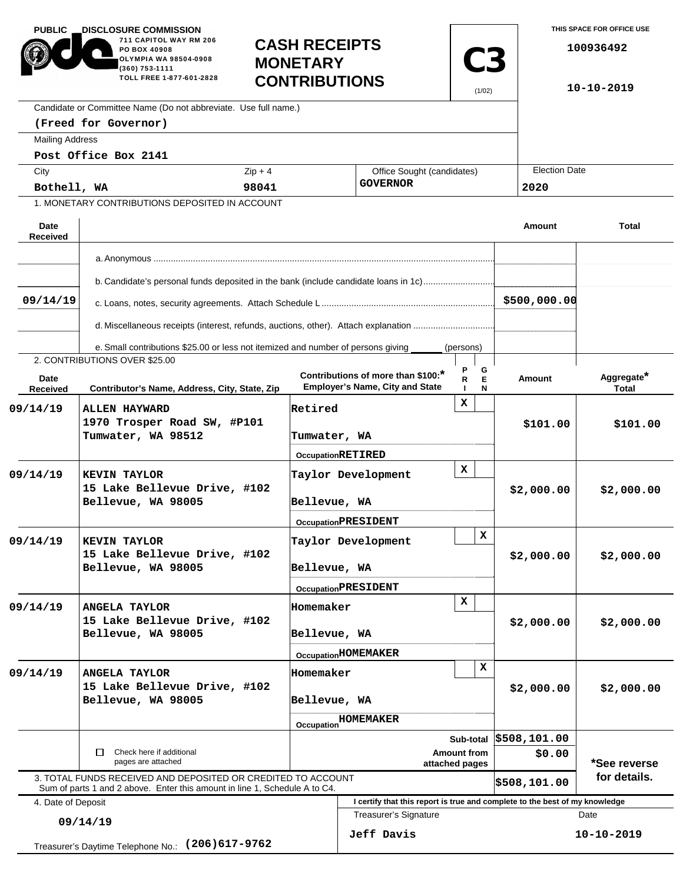PUBLIC DISCLOSURE COMMISSION
711 CAPITOL WAY RM 206
PO BOX 40908
OLYMPIA WA 98504-0908
(360) 753-1111
TOLL FREE 1-877-601-2828

# CASH RECEIPTS MONETARY CONTRIBUTIONS

**C3** (1/02)

THIS SPACE FOR OFFICE USE

100936492

10-10-2019

Candidate or Committee Name (Do not abbreviate. Use full name.)
**(Freed for Governor)**

Mailing Address
**Post Office Box 2141**

| City | Zip + 4 | Office Sought (candidates) | Election Date |
|---|---|---|---|
| Bothell, WA | 98041 | GOVERNOR | 2020 |

1. MONETARY CONTRIBUTIONS DEPOSITED IN ACCOUNT

| Date Received | | Amount | Total |
|---|---|---|---|
| | a. Anonymous | | |
| | b. Candidate's personal funds deposited in the bank (include candidate loans in 1c) | | |
| 09/14/19 | c. Loans, notes, security agreements. Attach Schedule L | $500,000.00 | |
| | d. Miscellaneous receipts (interest, refunds, auctions, other). Attach explanation | | |
| | e. Small contributions $25.00 or less not itemized and number of persons giving ______ (persons) | | |

2. CONTRIBUTIONS OVER $25.00

| Date Received | Contributor's Name, Address, City, State, Zip | Contributions of more than $100:* Employer's Name, City and State | PRI | GEN | Amount | Aggregate* Total |
|---|---|---|---|---|---|---|
| 09/14/19 | ALLEN HAYWARD<br>1970 Trosper Road SW, #P101<br>Tumwater, WA 98512 | Retired<br>Tumwater, WA<br>Occupation RETIRED | X | | $101.00 | $101.00 |
| 09/14/19 | KEVIN TAYLOR<br>15 Lake Bellevue Drive, #102<br>Bellevue, WA 98005 | Taylor Development<br>Bellevue, WA<br>Occupation PRESIDENT | X | | $2,000.00 | $2,000.00 |
| 09/14/19 | KEVIN TAYLOR<br>15 Lake Bellevue Drive, #102<br>Bellevue, WA 98005 | Taylor Development<br>Bellevue, WA<br>Occupation PRESIDENT | | X | $2,000.00 | $2,000.00 |
| 09/14/19 | ANGELA TAYLOR<br>15 Lake Bellevue Drive, #102<br>Bellevue, WA 98005 | Homemaker<br>Bellevue, WA<br>Occupation HOMEMAKER | X | | $2,000.00 | $2,000.00 |
| 09/14/19 | ANGELA TAYLOR<br>15 Lake Bellevue Drive, #102<br>Bellevue, WA 98005 | Homemaker<br>Bellevue, WA<br>Occupation HOMEMAKER | | X | $2,000.00 | $2,000.00 |

☐ Check here if additional pages are attached

| | Amount |
|---|---|
| Sub-total | $508,101.00 |
| Amount from attached pages | $0.00 |
| 3. TOTAL FUNDS RECEIVED AND DEPOSITED OR CREDITED TO ACCOUNT. Sum of parts 1 and 2 above. Enter this amount in line 1, Schedule A to C4. | $508,101.00 |

*See reverse for details.

4. Date of Deposit: **09/14/19**

Treasurer's Daytime Telephone No.: **(206)617-9762**

I certify that this report is true and complete to the best of my knowledge

| Treasurer's Signature | Date |
|---|---|
| Jeff Davis | 10-10-2019 |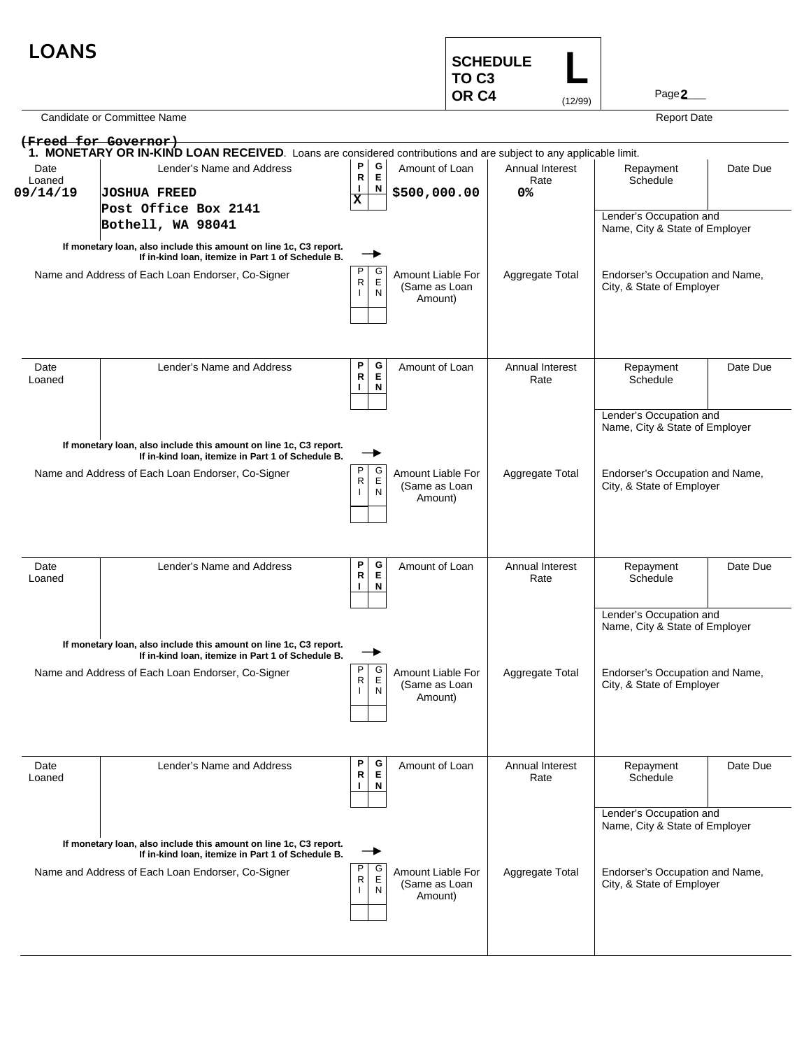# LOANS

**SCHEDULE L TO C3 OR C4** (12/99)

Page 2

Candidate or Committee Name: (Freed for Governor)

Report Date:

**1. MONETARY OR IN-KIND LOAN RECEIVED**. Loans are considered contributions and are subject to any applicable limit.

| Date Loaned | Lender's Name and Address | PRI | GEN | Amount of Loan | Annual Interest Rate | Repayment Schedule | Date Due |
|---|---|---|---|---|---|---|---|
| 09/14/19 | JOSHUA FREED<br>Post Office Box 2141<br>Bothell, WA 98041 | X | | $500,000.00 | 0% | | |

Lender's Occupation and Name, City & State of Employer:

If monetary loan, also include this amount on line 1c, C3 report. If in-kind loan, itemize in Part 1 of Schedule B.

| Name and Address of Each Loan Endorser, Co-Signer | PRI | GEN | Amount Liable For (Same as Loan Amount) | Aggregate Total | Endorser's Occupation and Name, City, & State of Employer |
|---|---|---|---|---|---|
| | | | | | |

| Date Loaned | Lender's Name and Address | PRI | GEN | Amount of Loan | Annual Interest Rate | Repayment Schedule | Date Due |
|---|---|---|---|---|---|---|---|
| | | | | | | | |

Lender's Occupation and Name, City & State of Employer:

If monetary loan, also include this amount on line 1c, C3 report. If in-kind loan, itemize in Part 1 of Schedule B.

| Name and Address of Each Loan Endorser, Co-Signer | PRI | GEN | Amount Liable For (Same as Loan Amount) | Aggregate Total | Endorser's Occupation and Name, City, & State of Employer |
|---|---|---|---|---|---|
| | | | | | |

| Date Loaned | Lender's Name and Address | PRI | GEN | Amount of Loan | Annual Interest Rate | Repayment Schedule | Date Due |
|---|---|---|---|---|---|---|---|
| | | | | | | | |

Lender's Occupation and Name, City & State of Employer:

If monetary loan, also include this amount on line 1c, C3 report. If in-kind loan, itemize in Part 1 of Schedule B.

| Name and Address of Each Loan Endorser, Co-Signer | PRI | GEN | Amount Liable For (Same as Loan Amount) | Aggregate Total | Endorser's Occupation and Name, City, & State of Employer |
|---|---|---|---|---|---|
| | | | | | |

| Date Loaned | Lender's Name and Address | PRI | GEN | Amount of Loan | Annual Interest Rate | Repayment Schedule | Date Due |
|---|---|---|---|---|---|---|---|
| | | | | | | | |

Lender's Occupation and Name, City & State of Employer:

If monetary loan, also include this amount on line 1c, C3 report. If in-kind loan, itemize in Part 1 of Schedule B.

| Name and Address of Each Loan Endorser, Co-Signer | PRI | GEN | Amount Liable For (Same as Loan Amount) | Aggregate Total | Endorser's Occupation and Name, City, & State of Employer |
|---|---|---|---|---|---|
| | | | | | |